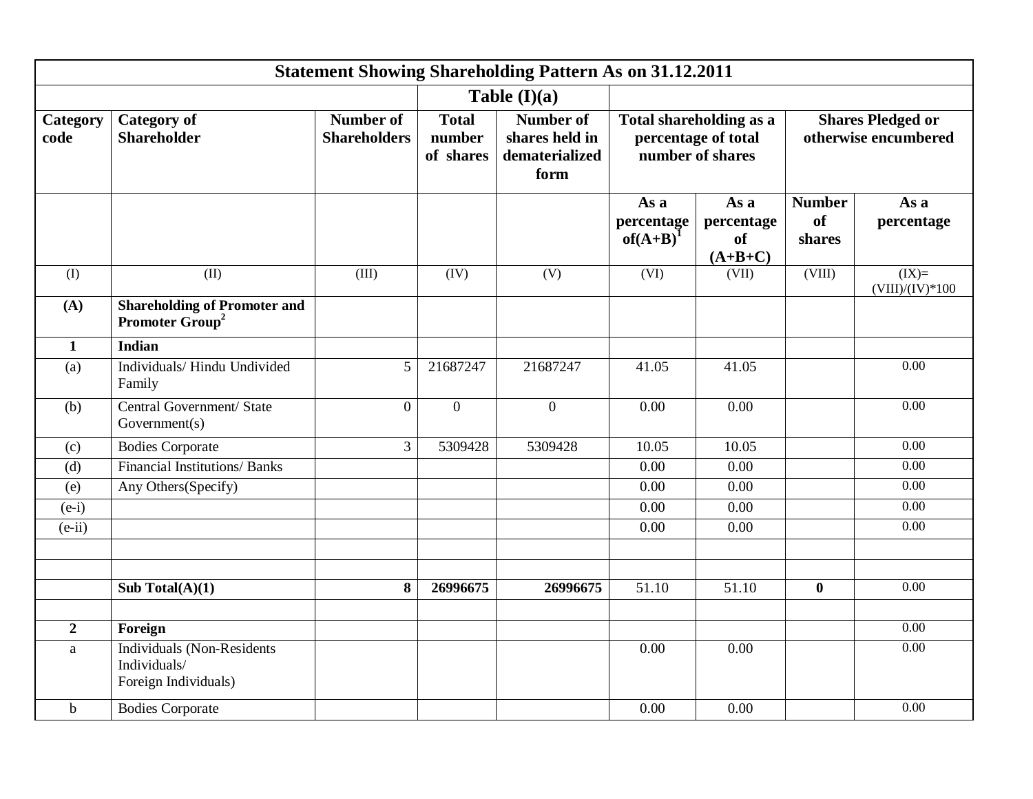| Statement Showing Shareholding Pattern As on 31.12.2011 | | | | | | | | |
|---|---|---|---|---|---|---|---|---|
| | | | Table (I)(a) | | | | | |
| **Category code** | **Category of Shareholder** | **Number of Shareholders** | **Total number of shares** | **Number of shares held in dematerialized form** | **Total shareholding as a percentage of total number of shares** | | **Shares Pledged or otherwise encumbered** | |
| | | | | | **As a percentage of(A+B)[1]** | **As a percentage of (A+B+C)** | **Number of shares** | **As a percentage** |
| (I) | (II) | (III) | (IV) | (V) | (VI) | (VII) | (VIII) | (IX)= (VIII)/(IV)*100 |
| **(A)** | **Shareholding of Promoter and Promoter Group[2]** | | | | | | | |
| **1** | **Indian** | | | | | | | |
| (a) | Individuals/ Hindu Undivided Family | 5 | 21687247 | 21687247 | 41.05 | 41.05 | | 0.00 |
| (b) | Central Government/ State Government(s) | 0 | 0 | 0 | 0.00 | 0.00 | | 0.00 |
| (c) | Bodies Corporate | 3 | 5309428 | 5309428 | 10.05 | 10.05 | | 0.00 |
| (d) | Financial Institutions/ Banks | | | | 0.00 | 0.00 | | 0.00 |
| (e) | Any Others(Specify) | | | | 0.00 | 0.00 | | 0.00 |
| (e-i) | | | | | 0.00 | 0.00 | | 0.00 |
| (e-ii) | | | | | 0.00 | 0.00 | | 0.00 |
| | | | | | | | | |
| | | | | | | | | |
| | **Sub Total(A)(1)** | **8** | **26996675** | **26996675** | 51.10 | 51.10 | **0** | 0.00 |
| | | | | | | | | |
| **2** | **Foreign** | | | | | | | 0.00 |
| a | Individuals (Non-Residents Individuals/ Foreign Individuals) | | | | 0.00 | 0.00 | | 0.00 |
| b | Bodies Corporate | | | | 0.00 | 0.00 | | 0.00 |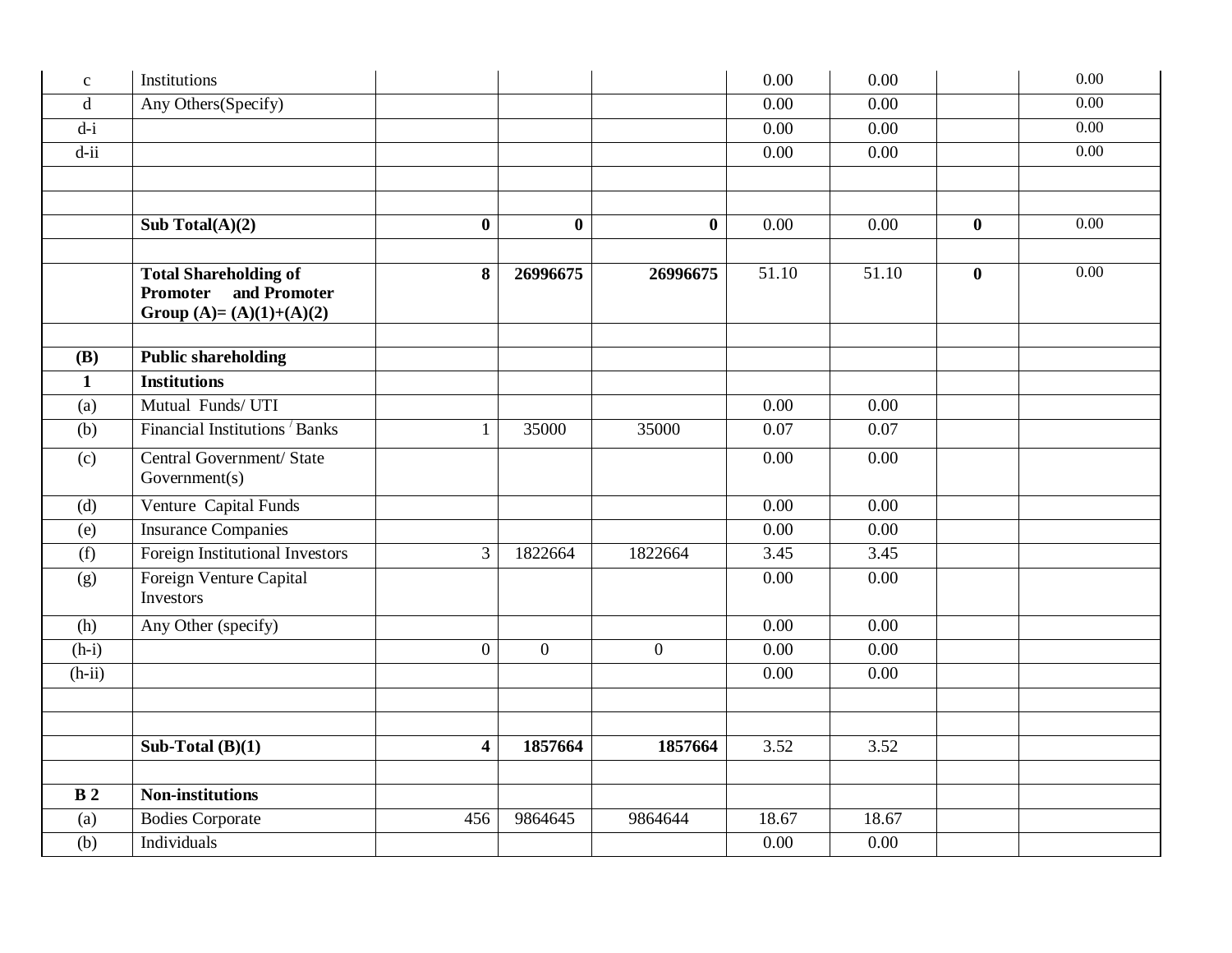| | | | | | | | | |
|---|---|---|---|---|---|---|---|---|
| c | Institutions | | | | 0.00 | 0.00 | | 0.00 |
| d | Any Others(Specify) | | | | 0.00 | 0.00 | | 0.00 |
| d-i | | | | | 0.00 | 0.00 | | 0.00 |
| d-ii | | | | | 0.00 | 0.00 | | 0.00 |
| | | | | | | | | |
| | | | | | | | | |
| | **Sub Total(A)(2)** | **0** | **0** | **0** | 0.00 | 0.00 | **0** | 0.00 |
| | | | | | | | | |
| | **Total Shareholding of Promoter and Promoter Group (A)= (A)(1)+(A)(2)** | **8** | **26996675** | **26996675** | 51.10 | 51.10 | **0** | 0.00 |
| | | | | | | | | |
| **(B)** | **Public shareholding** | | | | | | | |
| **1** | **Institutions** | | | | | | | |
| (a) | Mutual Funds/ UTI | | | | 0.00 | 0.00 | | |
| (b) | Financial Institutions / Banks | 1 | 35000 | 35000 | 0.07 | 0.07 | | |
| (c) | Central Government/ State Government(s) | | | | 0.00 | 0.00 | | |
| (d) | Venture Capital Funds | | | | 0.00 | 0.00 | | |
| (e) | Insurance Companies | | | | 0.00 | 0.00 | | |
| (f) | Foreign Institutional Investors | 3 | 1822664 | 1822664 | 3.45 | 3.45 | | |
| (g) | Foreign Venture Capital Investors | | | | 0.00 | 0.00 | | |
| (h) | Any Other (specify) | | | | 0.00 | 0.00 | | |
| (h-i) | | 0 | 0 | 0 | 0.00 | 0.00 | | |
| (h-ii) | | | | | 0.00 | 0.00 | | |
| | | | | | | | | |
| | | | | | | | | |
| | **Sub-Total (B)(1)** | **4** | **1857664** | **1857664** | 3.52 | 3.52 | | |
| | | | | | | | | |
| **B 2** | **Non-institutions** | | | | | | | |
| (a) | Bodies Corporate | 456 | 9864645 | 9864644 | 18.67 | 18.67 | | |
| (b) | Individuals | | | | 0.00 | 0.00 | | |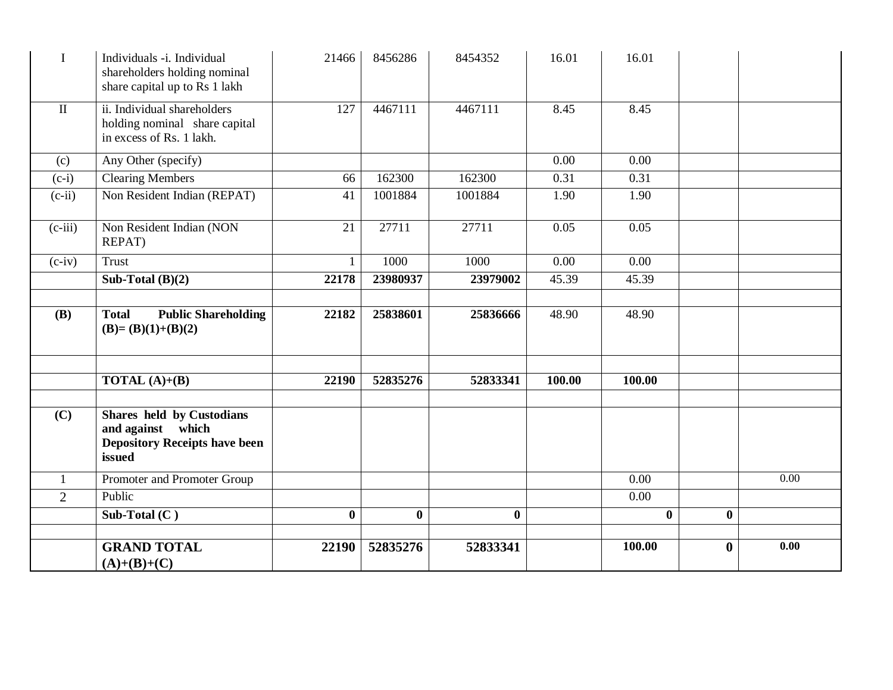| | | | | | | | | |
|---|---|---|---|---|---|---|---|---|
| I | Individuals -i. Individual shareholders holding nominal share capital up to Rs 1 lakh | 21466 | 8456286 | 8454352 | 16.01 | 16.01 | | |
| II | ii. Individual shareholders holding nominal share capital in excess of Rs. 1 lakh. | 127 | 4467111 | 4467111 | 8.45 | 8.45 | | |
| (c) | Any Other (specify) | | | | 0.00 | 0.00 | | |
| (c-i) | Clearing Members | 66 | 162300 | 162300 | 0.31 | 0.31 | | |
| (c-ii) | Non Resident Indian (REPAT) | 41 | 1001884 | 1001884 | 1.90 | 1.90 | | |
| (c-iii) | Non Resident Indian (NON REPAT) | 21 | 27711 | 27711 | 0.05 | 0.05 | | |
| (c-iv) | Trust | 1 | 1000 | 1000 | 0.00 | 0.00 | | |
| | **Sub-Total (B)(2)** | **22178** | **23980937** | **23979002** | 45.39 | 45.39 | | |
| | | | | | | | | |
| **(B)** | **Total Public Shareholding (B)= (B)(1)+(B)(2)** | **22182** | **25838601** | **25836666** | 48.90 | 48.90 | | |
| | | | | | | | | |
| | **TOTAL (A)+(B)** | **22190** | **52835276** | **52833341** | **100.00** | **100.00** | | |
| | | | | | | | | |
| **(C)** | **Shares held by Custodians and against which Depository Receipts have been issued** | | | | | | | |
| 1 | Promoter and Promoter Group | | | | | 0.00 | | 0.00 |
| 2 | Public | | | | | 0.00 | | |
| | **Sub-Total (C )** | **0** | **0** | **0** | | **0** | **0** | |
| | | | | | | | | |
| | **GRAND TOTAL (A)+(B)+(C)** | **22190** | **52835276** | **52833341** | | **100.00** | **0** | **0.00** |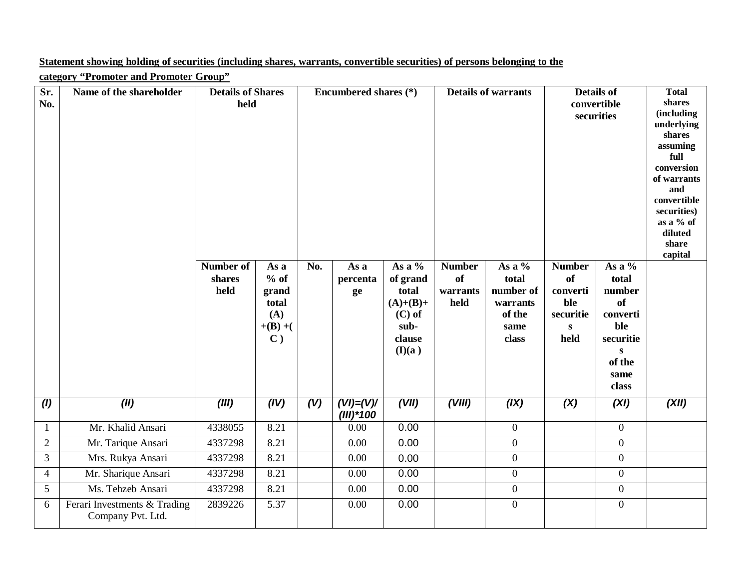**Statement showing holding of securities (including shares, warrants, convertible securities) of persons belonging to the category "Promoter and Promoter Group"**

| Sr. No. | Name of the shareholder | Details of Shares held | | Encumbered shares (*) | | | Details of warrants | | Details of convertible securities | | Total shares (including underlying shares assuming full conversion of warrants and convertible securities) as a % of diluted share capital |
|---|---|---|---|---|---|---|---|---|---|---|---|
| | | Number of shares held | As a % of grand total (A) +(B) +( C ) | No. | As a percentage | As a % of grand total (A)+(B)+ (C) of sub-clause (I)(a ) | Number of warrants held | As a % total number of warrants of the same class | Number of convertible securities held | As a % total number of convertible securities of the same class | |
| *(I)* | *(II)* | *(III)* | *(IV)* | *(V)* | *(VI)=(V)/ (III)*100* | *(VII)* | *(VIII)* | *(IX)* | *(X)* | *(XI)* | *(XII)* |
| 1 | Mr. Khalid Ansari | 4338055 | 8.21 | | 0.00 | 0.00 | | 0 | | 0 | |
| 2 | Mr. Tarique Ansari | 4337298 | 8.21 | | 0.00 | 0.00 | | 0 | | 0 | |
| 3 | Mrs. Rukya Ansari | 4337298 | 8.21 | | 0.00 | 0.00 | | 0 | | 0 | |
| 4 | Mr. Sharique Ansari | 4337298 | 8.21 | | 0.00 | 0.00 | | 0 | | 0 | |
| 5 | Ms. Tehzeb Ansari | 4337298 | 8.21 | | 0.00 | 0.00 | | 0 | | 0 | |
| 6 | Ferari Investments & Trading Company Pvt. Ltd. | 2839226 | 5.37 | | 0.00 | 0.00 | | 0 | | 0 | |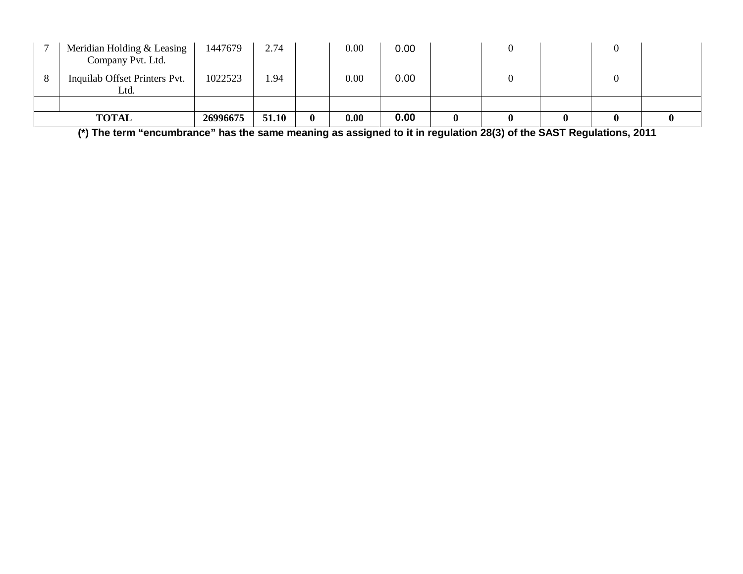| | | | | | | | | | | | |
|---|---|---|---|---|---|---|---|---|---|---|---|
| 7 | Meridian Holding & Leasing Company Pvt. Ltd. | 1447679 | 2.74 | | 0.00 | 0.00 | | 0 | | 0 | |
| 8 | Inquilab Offset Printers Pvt. Ltd. | 1022523 | 1.94 | | 0.00 | 0.00 | | 0 | | 0 | |
| | | | | | | | | | | | |
| **TOTAL** | | **26996675** | **51.10** | **0** | **0.00** | **0.00** | **0** | **0** | **0** | **0** | **0** |

**(*) The term "encumbrance" has the same meaning as assigned to it in regulation 28(3) of the SAST Regulations, 2011**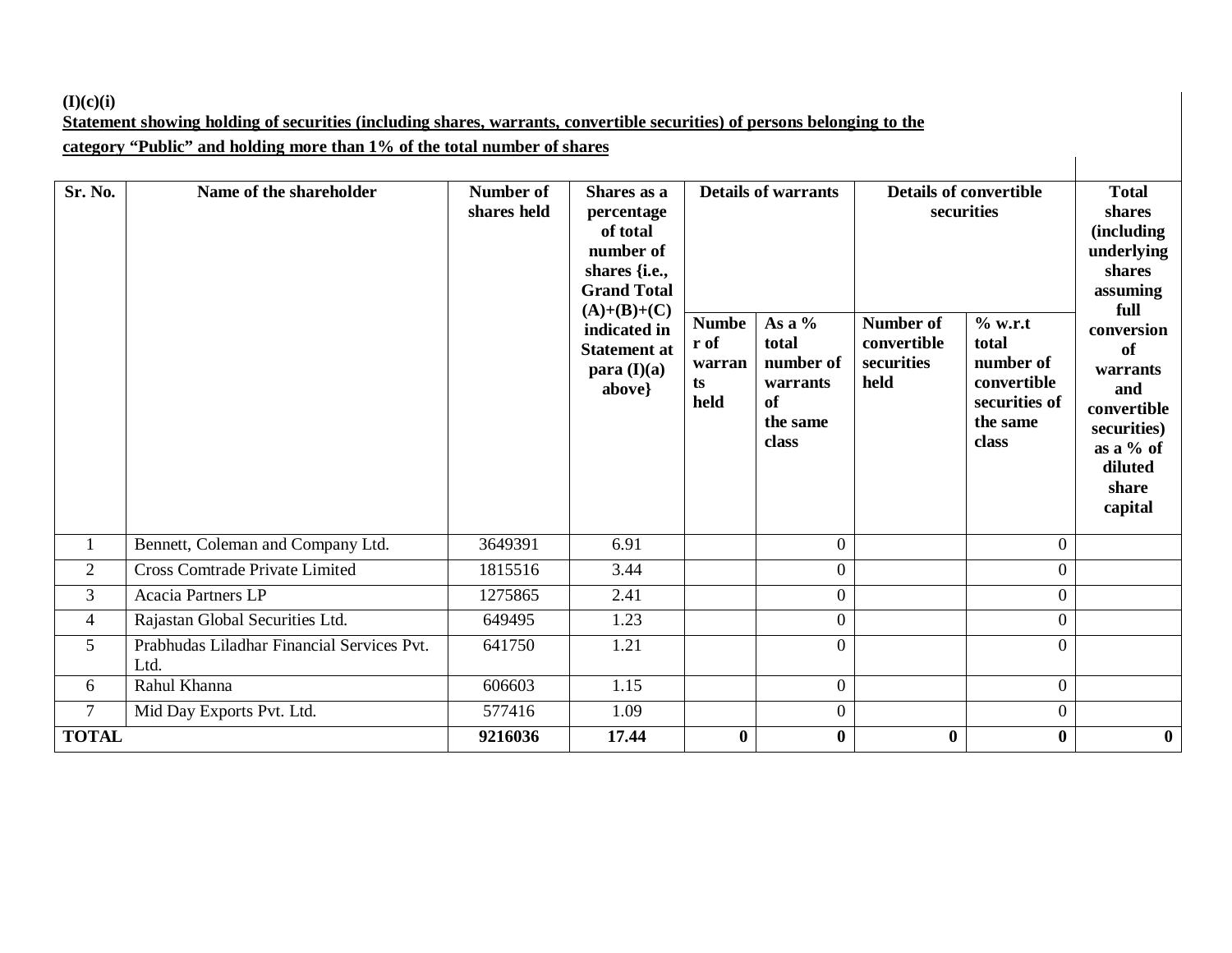**(I)(c)(i)**

**Statement showing holding of securities (including shares, warrants, convertible securities) of persons belonging to the category "Public" and holding more than 1% of the total number of shares**

| Sr. No. | Name of the shareholder | Number of shares held | Shares as a percentage of total number of shares {i.e., Grand Total (A)+(B)+(C) indicated in Statement at para (I)(a) above} | Details of warrants | | Details of convertible securities | | Total shares (including underlying shares assuming full conversion of warrants and convertible securities) as a % of diluted share capital |
|---|---|---|---|---|---|---|---|---|
| | | | | Number of warrants held | As a % total number of warrants of the same class | Number of convertible securities held | % w.r.t total number of convertible securities of the same class | |
| 1 | Bennett, Coleman and Company Ltd. | 3649391 | 6.91 | | 0 | | 0 | |
| 2 | Cross Comtrade Private Limited | 1815516 | 3.44 | | 0 | | 0 | |
| 3 | Acacia Partners LP | 1275865 | 2.41 | | 0 | | 0 | |
| 4 | Rajastan Global Securities Ltd. | 649495 | 1.23 | | 0 | | 0 | |
| 5 | Prabhudas Liladhar Financial Services Pvt. Ltd. | 641750 | 1.21 | | 0 | | 0 | |
| 6 | Rahul Khanna | 606603 | 1.15 | | 0 | | 0 | |
| 7 | Mid Day Exports Pvt. Ltd. | 577416 | 1.09 | | 0 | | 0 | |
| **TOTAL** | | **9216036** | **17.44** | **0** | **0** | **0** | **0** | **0** |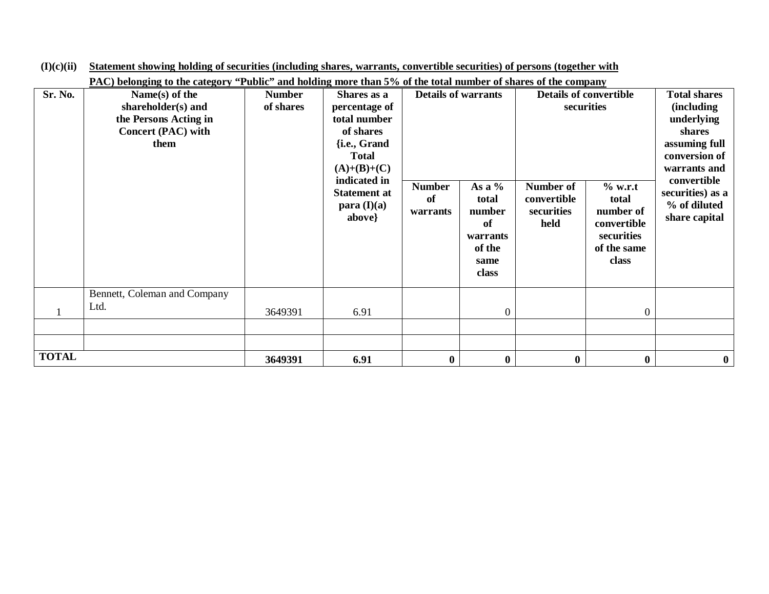**(I)(c)(ii) Statement showing holding of securities (including shares, warrants, convertible securities) of persons (together with PAC) belonging to the category "Public" and holding more than 5% of the total number of shares of the company**

| Sr. No. | Name(s) of the shareholder(s) and the Persons Acting in Concert (PAC) with them | Number of shares | Shares as a percentage of total number of shares {i.e., Grand Total (A)+(B)+(C) indicated in Statement at para (I)(a) above} | Details of warrants | | Details of convertible securities | | Total shares (including underlying shares assuming full conversion of warrants and convertible securities) as a % of diluted share capital |
|---|---|---|---|---|---|---|---|---|
| | | | | Number of warrants | As a % total number of warrants of the same class | Number of convertible securities held | % w.r.t total number of convertible securities of the same class | |
| 1 | Bennett, Coleman and Company Ltd. | 3649391 | 6.91 | | 0 | | 0 | |
| | | | | | | | | |
| | | | | | | | | |
| **TOTAL** | | **3649391** | **6.91** | **0** | **0** | **0** | **0** | **0** |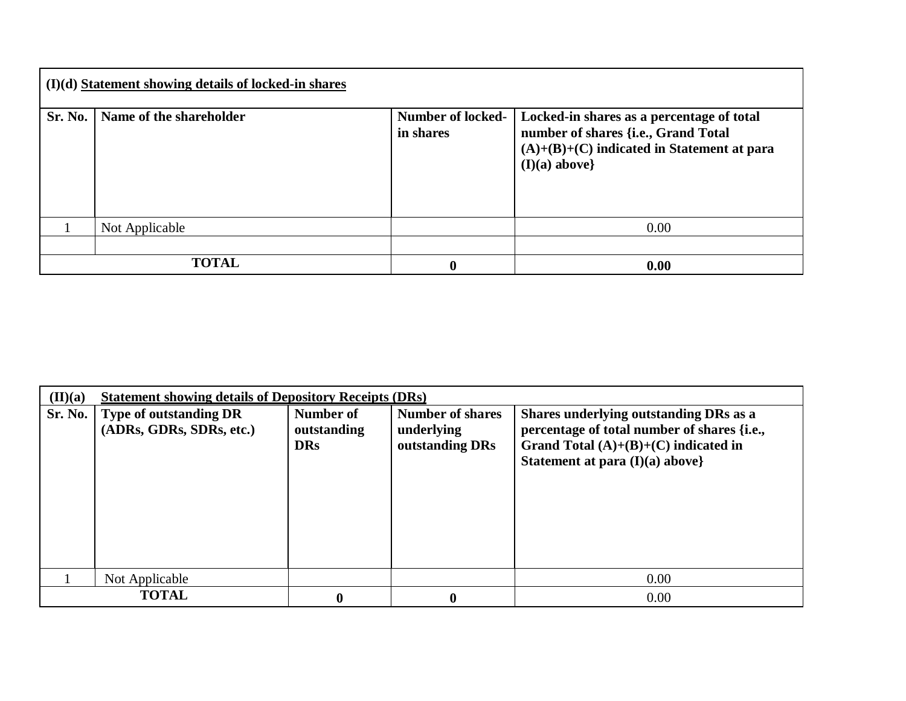**(I)(d) Statement showing details of locked-in shares**

| Sr. No. | Name of the shareholder | Number of locked-in shares | Locked-in shares as a percentage of total number of shares {i.e., Grand Total (A)+(B)+(C) indicated in Statement at para (I)(a) above} |
|---|---|---|---|
| 1 | Not Applicable | | 0.00 |
| | | | |
| **TOTAL** | | **0** | **0.00** |

**(II)(a) Statement showing details of Depository Receipts (DRs)**

| Sr. No. | Type of outstanding DR (ADRs, GDRs, SDRs, etc.) | Number of outstanding DRs | Number of shares underlying outstanding DRs | Shares underlying outstanding DRs as a percentage of total number of shares {i.e., Grand Total (A)+(B)+(C) indicated in Statement at para (I)(a) above} |
|---|---|---|---|---|
| 1 | Not Applicable | | | 0.00 |
| **TOTAL** | | **0** | **0** | 0.00 |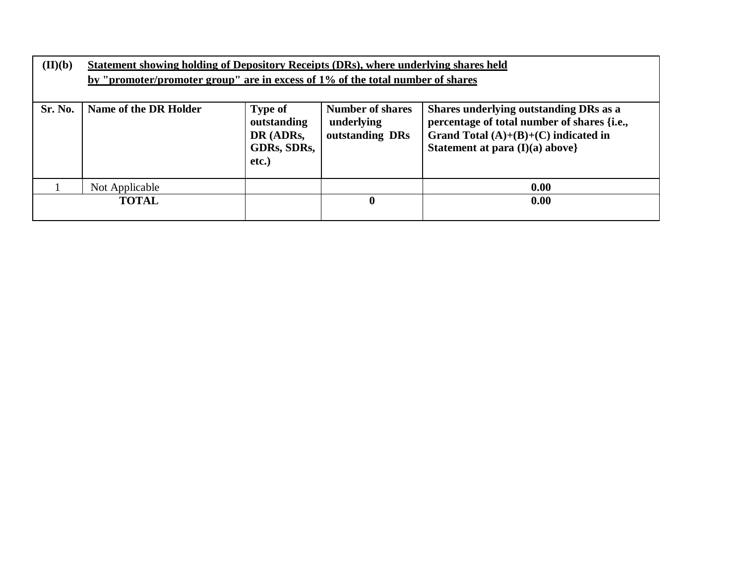**(II)(b) Statement showing holding of Depository Receipts (DRs), where underlying shares held by "promoter/promoter group" are in excess of 1% of the total number of shares**

| Sr. No. | Name of the DR Holder | Type of outstanding DR (ADRs, GDRs, SDRs, etc.) | Number of shares underlying outstanding DRs | Shares underlying outstanding DRs as a percentage of total number of shares {i.e., Grand Total (A)+(B)+(C) indicated in Statement at para (I)(a) above} |
|---|---|---|---|---|
| 1 | Not Applicable | | | 0.00 |
| **TOTAL** | | | **0** | **0.00** |